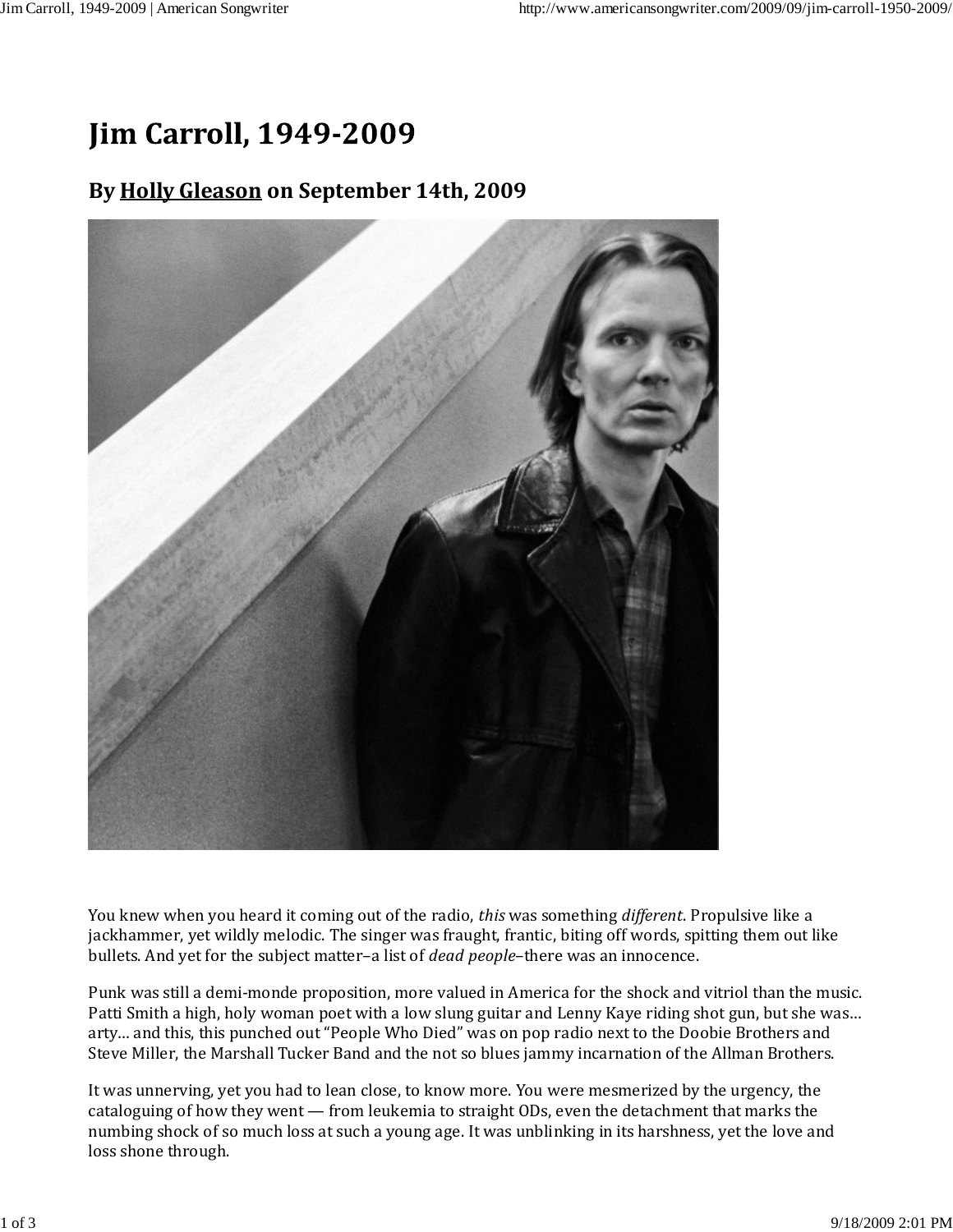# Jim Carroll, 1949-2009

## By Holly Gleason on September 14th, 2009

You knew when you heard it coming out of the radio, *this* was something *different*. Propulsive like a jackhammer, yet wildly melodic. The singer was fraught, frantic, biting off words, spitting them out like bullets. And yet for the subject matter–a list of *dead people*–there was an innocence.

Punk was still a demi-monde proposition, more valued in America for the shock and vitriol than the music. Patti Smith a high, holy woman poet with a low slung guitar and Lenny Kaye riding shot gun, but she was… arty… and this, this punched out "People Who Died" was on pop radio next to the Doobie Brothers and Steve Miller, the Marshall Tucker Band and the not so blues jammy incarnation of the Allman Brothers.

It was unnerving, yet you had to lean close, to know more. You were mesmerized by the urgency, the cataloguing of how they went — from leukemia to straight ODs, even the detachment that marks the numbing shock of so much loss at such a young age. It was unblinking in its harshness, yet the love and loss shone through.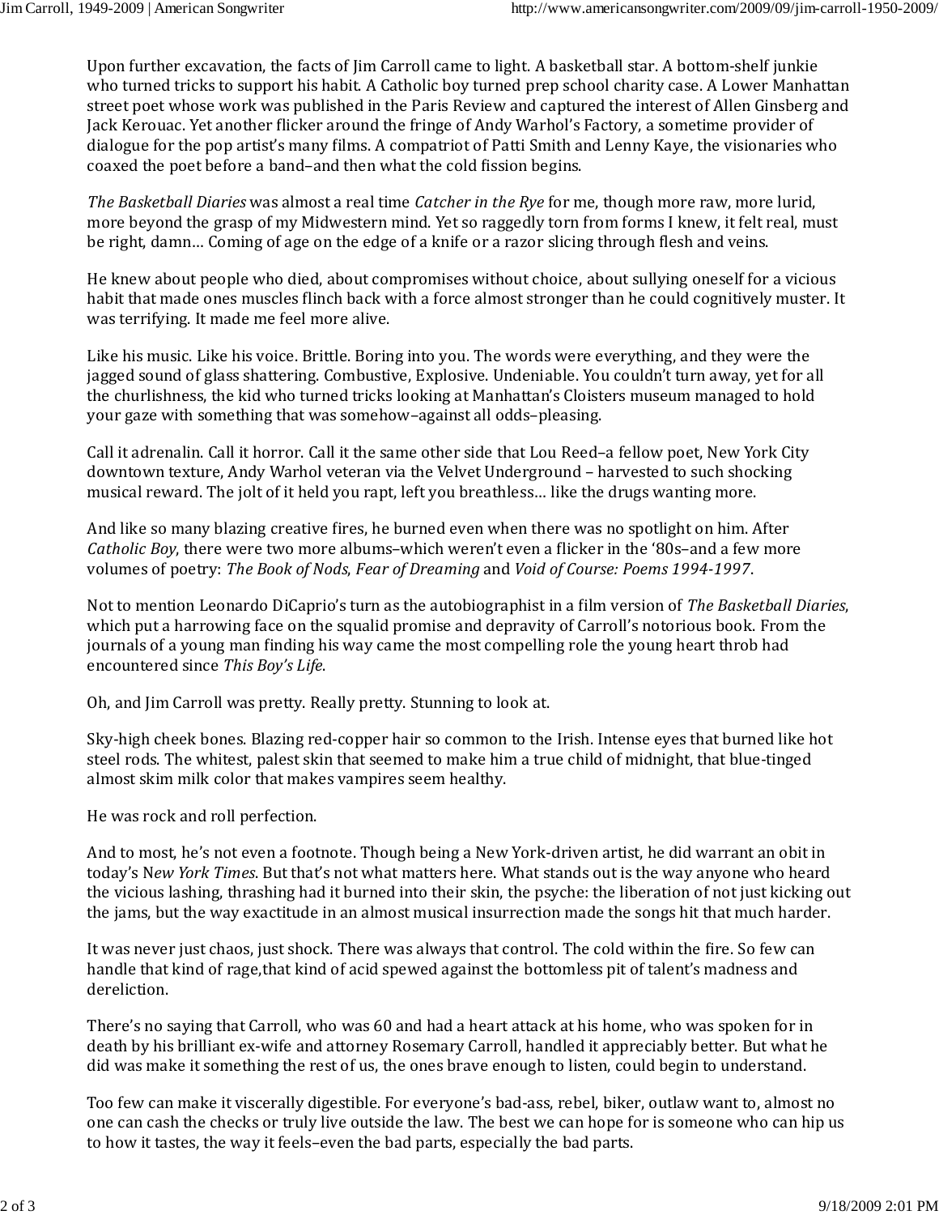Upon further excavation, the facts of Jim Carroll came to light. A basketball star. A bottom-shelf junkie who turned tricks to support his habit. A Catholic boy turned prep school charity case. A Lower Manhattan street poet whose work was published in the Paris Review and captured the interest of Allen Ginsberg and Jack Kerouac. Yet another flicker around the fringe of Andy Warhol's Factory, a sometime provider of dialogue for the pop artist's many films. A compatriot of Patti Smith and Lenny Kaye, the visionaries who coaxed the poet before a band–and then what the cold fission begins.

*The Basketball Diaries* was almost a real time *Catcher in the Rye* for me, though more raw, more lurid, more beyond the grasp of my Midwestern mind. Yet so raggedly torn from forms I knew, it felt real, must be right, damn… Coming of age on the edge of a knife or a razor slicing through flesh and veins.

He knew about people who died, about compromises without choice, about sullying oneself for a vicious habit that made ones muscles flinch back with a force almost stronger than he could cognitively muster. It was terrifying. It made me feel more alive.

Like his music. Like his voice. Brittle. Boring into you. The words were everything, and they were the jagged sound of glass shattering. Combustive, Explosive. Undeniable. You couldn't turn away, yet for all the churlishness, the kid who turned tricks looking at Manhattan's Cloisters museum managed to hold your gaze with something that was somehow–against all odds–pleasing.

Call it adrenalin. Call it horror. Call it the same other side that Lou Reed–a fellow poet, New York City downtown texture, Andy Warhol veteran via the Velvet Underground – harvested to such shocking musical reward. The jolt of it held you rapt, left you breathless… like the drugs wanting more.

And like so many blazing creative fires, he burned even when there was no spotlight on him. After *Catholic Boy*, there were two more albums–which weren't even a flicker in the '80s–and a few more volumes of poetry: *The Book of Nods*, *Fear of Dreaming* and *Void of Course: Poems 1994-1997*.

Not to mention Leonardo DiCaprio's turn as the autobiographist in a film version of *The Basketball Diaries*, which put a harrowing face on the squalid promise and depravity of Carroll's notorious book. From the journals of a young man finding his way came the most compelling role the young heart throb had encountered since *This Boy's Life*.

Oh, and Jim Carroll was pretty. Really pretty. Stunning to look at.

Sky-high cheek bones. Blazing red-copper hair so common to the Irish. Intense eyes that burned like hot steel rods. The whitest, palest skin that seemed to make him a true child of midnight, that blue-tinged almost skim milk color that makes vampires seem healthy.

He was rock and roll perfection.

And to most, he's not even a footnote. Though being a New York-driven artist, he did warrant an obit in today's N*ew York Times*. But that's not what matters here. What stands out is the way anyone who heard the vicious lashing, thrashing had it burned into their skin, the psyche: the liberation of not just kicking out the jams, but the way exactitude in an almost musical insurrection made the songs hit that much harder.

It was never just chaos, just shock. There was always that control. The cold within the fire. So few can handle that kind of rage,that kind of acid spewed against the bottomless pit of talent's madness and dereliction.

There's no saying that Carroll, who was 60 and had a heart attack at his home, who was spoken for in death by his brilliant ex-wife and attorney Rosemary Carroll, handled it appreciably better. But what he did was make it something the rest of us, the ones brave enough to listen, could begin to understand.

Too few can make it viscerally digestible. For everyone's bad-ass, rebel, biker, outlaw want to, almost no one can cash the checks or truly live outside the law. The best we can hope for is someone who can hip us to how it tastes, the way it feels–even the bad parts, especially the bad parts.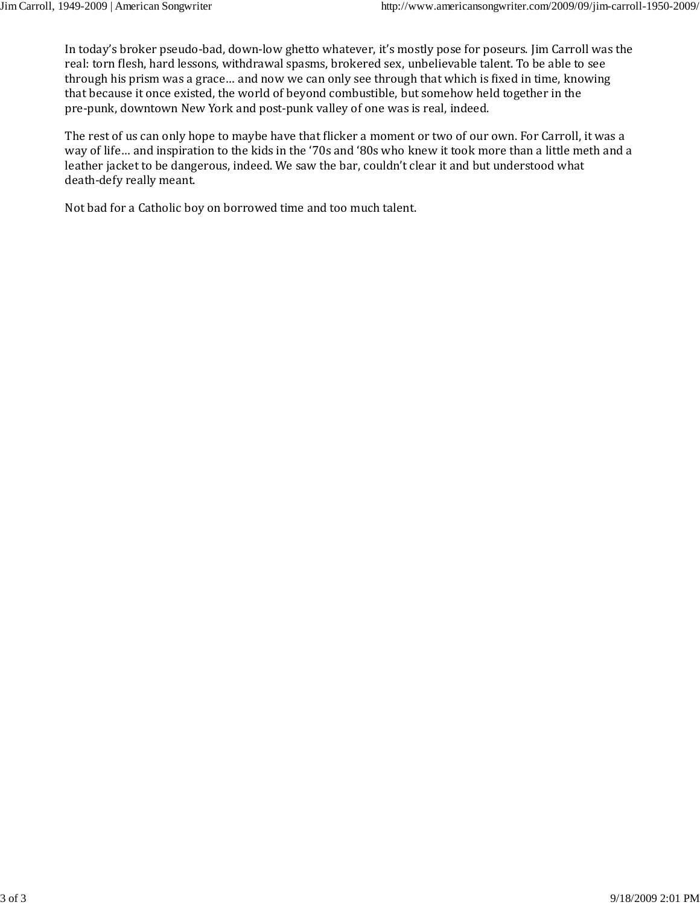In today's broker pseudo-bad, down-low ghetto whatever, it's mostly pose for poseurs. Jim Carroll was the real: torn flesh, hard lessons, withdrawal spasms, brokered sex, unbelievable talent. To be able to see through his prism was a grace… and now we can only see through that which is fixed in time, knowing that because it once existed, the world of beyond combustible, but somehow held together in the pre-punk, downtown New York and post-punk valley of one was is real, indeed.

The rest of us can only hope to maybe have that flicker a moment or two of our own. For Carroll, it was a way of life… and inspiration to the kids in the '70s and '80s who knew it took more than a little meth and a leather jacket to be dangerous, indeed. We saw the bar, couldn't clear it and but understood what death-defy really meant.

Not bad for a Catholic boy on borrowed time and too much talent.